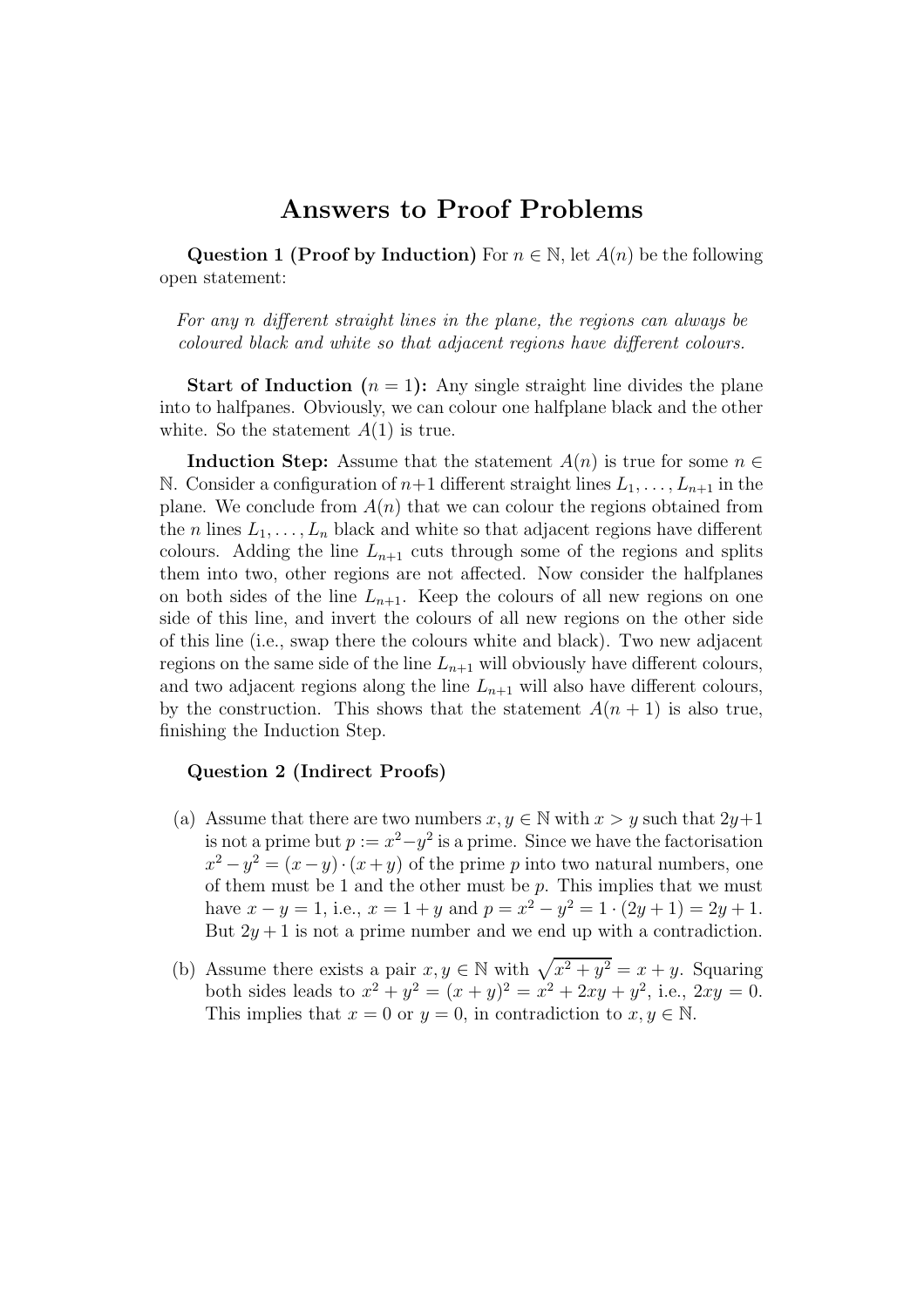# Answers to Proof Problems

**Question 1 (Proof by Induction)** For $n \in \mathbb{N}$, let $A(n)$ be the following open statement:

> *For any $n$ different straight lines in the plane, the regions can always be coloured black and white so that adjacent regions have different colours.*

**Start of Induction ($n = 1$):** Any single straight line divides the plane into to halfpanes. Obviously, we can colour one halfplane black and the other white. So the statement $A(1)$ is true.

**Induction Step:** Assume that the statement $A(n)$ is true for some $n \in \mathbb{N}$. Consider a configuration of $n+1$ different straight lines $L_1, \ldots, L_{n+1}$ in the plane. We conclude from $A(n)$ that we can colour the regions obtained from the $n$ lines $L_1, \ldots, L_n$ black and white so that adjacent regions have different colours. Adding the line $L_{n+1}$ cuts through some of the regions and splits them into two, other regions are not affected. Now consider the halfplanes on both sides of the line $L_{n+1}$. Keep the colours of all new regions on one side of this line, and invert the colours of all new regions on the other side of this line (i.e., swap there the colours white and black). Two new adjacent regions on the same side of the line $L_{n+1}$ will obviously have different colours, and two adjacent regions along the line $L_{n+1}$ will also have different colours, by the construction. This shows that the statement $A(n+1)$ is also true, finishing the Induction Step.

**Question 2 (Indirect Proofs)**

(a) Assume that there are two numbers $x, y \in \mathbb{N}$ with $x > y$ such that $2y+1$ is not a prime but $p := x^2 - y^2$ is a prime. Since we have the factorisation $x^2 - y^2 = (x-y) \cdot (x+y)$ of the prime $p$ into two natural numbers, one of them must be 1 and the other must be $p$. This implies that we must have $x - y = 1$, i.e., $x = 1 + y$ and $p = x^2 - y^2 = 1 \cdot (2y+1) = 2y+1$. But $2y+1$ is not a prime number and we end up with a contradiction.

(b) Assume there exists a pair $x, y \in \mathbb{N}$ with $\sqrt{x^2 + y^2} = x + y$. Squaring both sides leads to $x^2 + y^2 = (x+y)^2 = x^2 + 2xy + y^2$, i.e., $2xy = 0$. This implies that $x = 0$ or $y = 0$, in contradiction to $x, y \in \mathbb{N}$.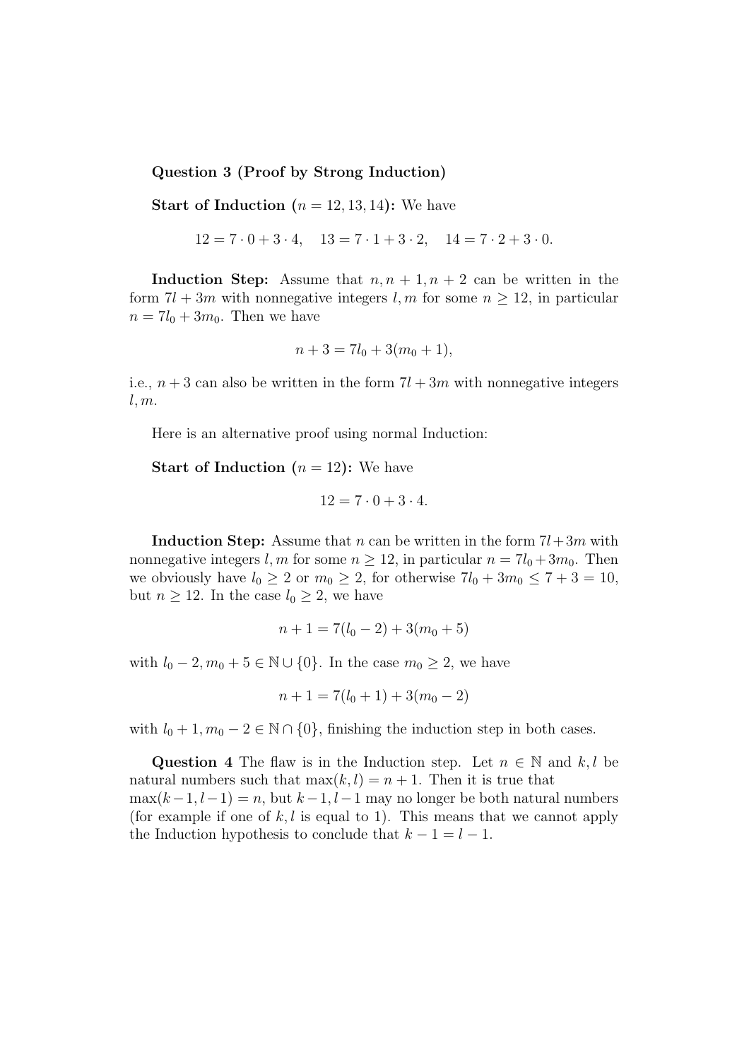**Question 3 (Proof by Strong Induction)**

**Start of Induction ($n = 12, 13, 14$):** We have

$$12 = 7 \cdot 0 + 3 \cdot 4, \quad 13 = 7 \cdot 1 + 3 \cdot 2, \quad 14 = 7 \cdot 2 + 3 \cdot 0.$$

**Induction Step:** Assume that $n, n+1, n+2$ can be written in the form $7l + 3m$ with nonnegative integers $l, m$ for some $n \geq 12$, in particular $n = 7l_0 + 3m_0$. Then we have

$$n + 3 = 7l_0 + 3(m_0 + 1),$$

i.e., $n + 3$ can also be written in the form $7l + 3m$ with nonnegative integers $l, m$.

Here is an alternative proof using normal Induction:

**Start of Induction ($n = 12$):** We have

$$12 = 7 \cdot 0 + 3 \cdot 4.$$

**Induction Step:** Assume that $n$ can be written in the form $7l + 3m$ with nonnegative integers $l, m$ for some $n \geq 12$, in particular $n = 7l_0 + 3m_0$. Then we obviously have $l_0 \geq 2$ or $m_0 \geq 2$, for otherwise $7l_0 + 3m_0 \leq 7 + 3 = 10$, but $n \geq 12$. In the case $l_0 \geq 2$, we have

$$n + 1 = 7(l_0 - 2) + 3(m_0 + 5)$$

with $l_0 - 2, m_0 + 5 \in \mathbb{N} \cup \{0\}$. In the case $m_0 \geq 2$, we have

$$n + 1 = 7(l_0 + 1) + 3(m_0 - 2)$$

with $l_0 + 1, m_0 - 2 \in \mathbb{N} \cap \{0\}$, finishing the induction step in both cases.

**Question 4** The flaw is in the Induction step. Let $n \in \mathbb{N}$ and $k, l$ be natural numbers such that $\max(k, l) = n + 1$. Then it is true that $\max(k-1, l-1) = n$, but $k-1, l-1$ may no longer be both natural numbers (for example if one of $k, l$ is equal to 1). This means that we cannot apply the Induction hypothesis to conclude that $k - 1 = l - 1$.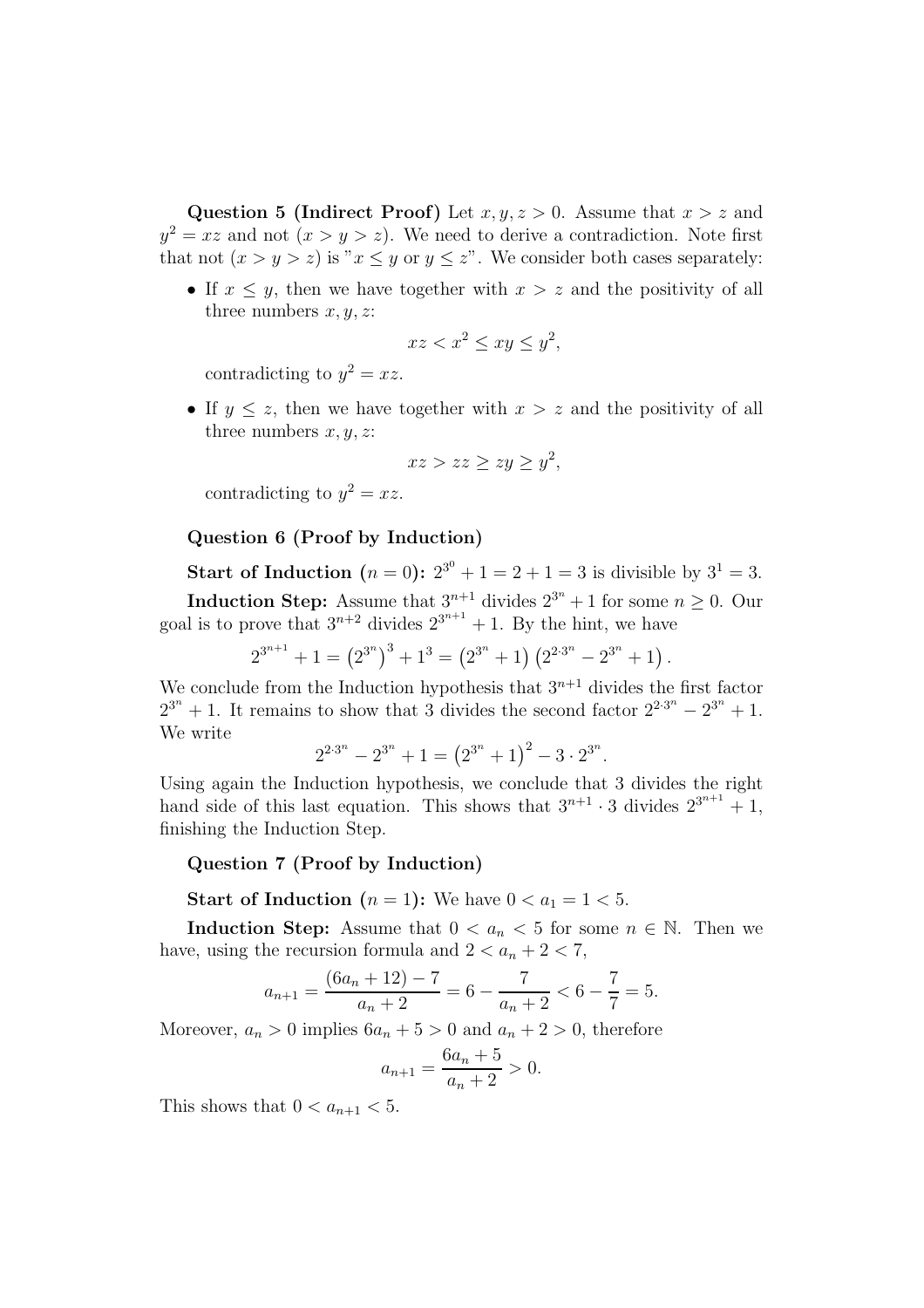**Question 5 (Indirect Proof)** Let $x, y, z > 0$. Assume that $x > z$ and $y^2 = xz$ and not $(x > y > z)$. We need to derive a contradiction. Note first that not $(x > y > z)$ is "$x \leq y$ or $y \leq z$". We consider both cases separately:

- If $x \leq y$, then we have together with $x > z$ and the positivity of all three numbers $x, y, z$:

$$xz < x^2 \leq xy \leq y^2,$$

  contradicting to $y^2 = xz$.

- If $y \leq z$, then we have together with $x > z$ and the positivity of all three numbers $x, y, z$:

$$xz > zz \geq zy \geq y^2,$$

  contradicting to $y^2 = xz$.

**Question 6 (Proof by Induction)**

**Start of Induction ($n = 0$):** $2^{3^0} + 1 = 2 + 1 = 3$ is divisible by $3^1 = 3$.

**Induction Step:** Assume that $3^{n+1}$ divides $2^{3^n} + 1$ for some $n \geq 0$. Our goal is to prove that $3^{n+2}$ divides $2^{3^{n+1}} + 1$. By the hint, we have

$$2^{3^{n+1}} + 1 = \left(2^{3^n}\right)^3 + 1^3 = \left(2^{3^n} + 1\right)\left(2^{2 \cdot 3^n} - 2^{3^n} + 1\right).$$

We conclude from the Induction hypothesis that $3^{n+1}$ divides the first factor $2^{3^n} + 1$. It remains to show that 3 divides the second factor $2^{2 \cdot 3^n} - 2^{3^n} + 1$. We write

$$2^{2 \cdot 3^n} - 2^{3^n} + 1 = \left(2^{3^n} + 1\right)^2 - 3 \cdot 2^{3^n}.$$

Using again the Induction hypothesis, we conclude that 3 divides the right hand side of this last equation. This shows that $3^{n+1} \cdot 3$ divides $2^{3^{n+1}} + 1$, finishing the Induction Step.

**Question 7 (Proof by Induction)**

**Start of Induction ($n = 1$):** We have $0 < a_1 = 1 < 5$.

**Induction Step:** Assume that $0 < a_n < 5$ for some $n \in \mathbb{N}$. Then we have, using the recursion formula and $2 < a_n + 2 < 7$,

$$a_{n+1} = \frac{(6a_n + 12) - 7}{a_n + 2} = 6 - \frac{7}{a_n + 2} < 6 - \frac{7}{7} = 5.$$

Moreover, $a_n > 0$ implies $6a_n + 5 > 0$ and $a_n + 2 > 0$, therefore

$$a_{n+1} = \frac{6a_n + 5}{a_n + 2} > 0.$$

This shows that $0 < a_{n+1} < 5$.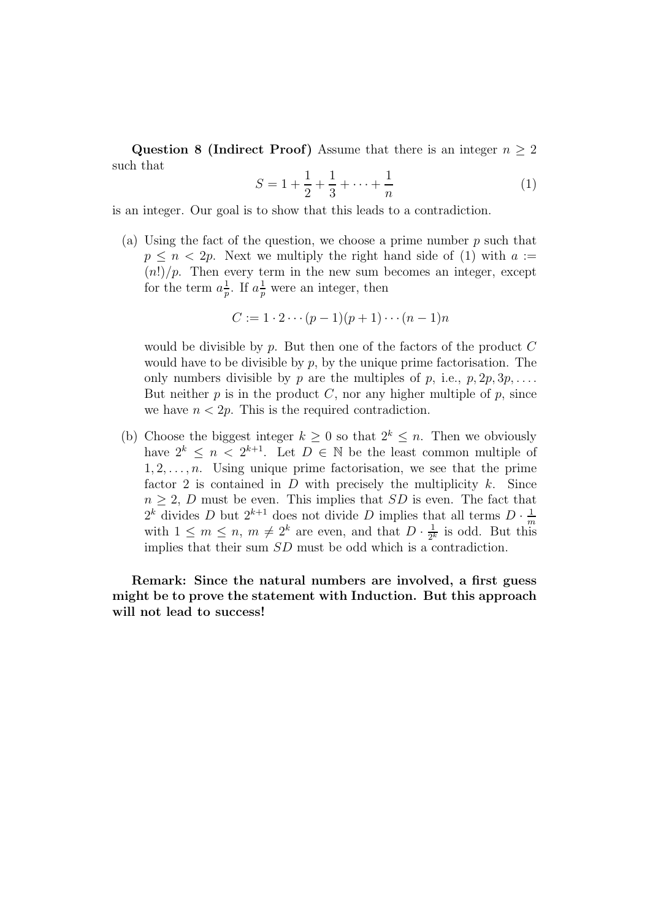**Question 8 (Indirect Proof)** Assume that there is an integer $n \geq 2$ such that

$$S = 1 + \frac{1}{2} + \frac{1}{3} + \cdots + \frac{1}{n} \tag{1}$$

is an integer. Our goal is to show that this leads to a contradiction.

(a) Using the fact of the question, we choose a prime number $p$ such that $p \leq n < 2p$. Next we multiply the right hand side of (1) with $a := (n!)/p$. Then every term in the new sum becomes an integer, except for the term $a\frac{1}{p}$. If $a\frac{1}{p}$ were an integer, then

$$C := 1 \cdot 2 \cdots (p-1)(p+1) \cdots (n-1)n$$

would be divisible by $p$. But then one of the factors of the product $C$ would have to be divisible by $p$, by the unique prime factorisation. The only numbers divisible by $p$ are the multiples of $p$, i.e., $p, 2p, 3p, \ldots$. But neither $p$ is in the product $C$, nor any higher multiple of $p$, since we have $n < 2p$. This is the required contradiction.

(b) Choose the biggest integer $k \geq 0$ so that $2^k \leq n$. Then we obviously have $2^k \leq n < 2^{k+1}$. Let $D \in \mathbb{N}$ be the least common multiple of $1, 2, \ldots, n$. Using unique prime factorisation, we see that the prime factor 2 is contained in $D$ with precisely the multiplicity $k$. Since $n \geq 2$, $D$ must be even. This implies that $SD$ is even. The fact that $2^k$ divides $D$ but $2^{k+1}$ does not divide $D$ implies that all terms $D \cdot \frac{1}{m}$ with $1 \leq m \leq n$, $m \neq 2^k$ are even, and that $D \cdot \frac{1}{2^k}$ is odd. But this implies that their sum $SD$ must be odd which is a contradiction.

**Remark: Since the natural numbers are involved, a first guess might be to prove the statement with Induction. But this approach will not lead to success!**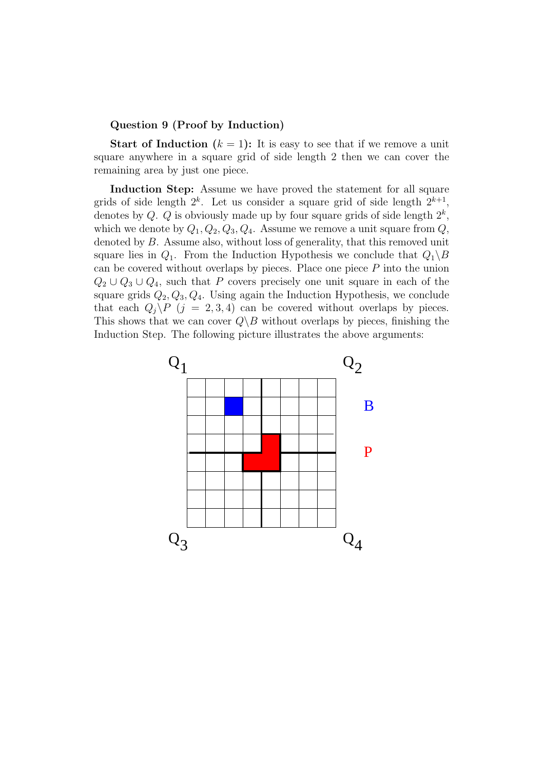**Question 9 (Proof by Induction)**

**Start of Induction ($k = 1$):** It is easy to see that if we remove a unit square anywhere in a square grid of side length 2 then we can cover the remaining area by just one piece.

**Induction Step:** Assume we have proved the statement for all square grids of side length $2^k$. Let us consider a square grid of side length $2^{k+1}$, denotes by $Q$. $Q$ is obviously made up by four square grids of side length $2^k$, which we denote by $Q_1, Q_2, Q_3, Q_4$. Assume we remove a unit square from $Q$, denoted by $B$. Assume also, without loss of generality, that this removed unit square lies in $Q_1$. From the Induction Hypothesis we conclude that $Q_1 \backslash B$ can be covered without overlaps by pieces. Place one piece $P$ into the union $Q_2 \cup Q_3 \cup Q_4$, such that $P$ covers precisely one unit square in each of the square grids $Q_2, Q_3, Q_4$. Using again the Induction Hypothesis, we conclude that each $Q_j \backslash P$ ($j = 2, 3, 4$) can be covered without overlaps by pieces. This shows that we can cover $Q \backslash B$ without overlaps by pieces, finishing the Induction Step. The following picture illustrates the above arguments:

Q1
Q2
B
P
Q3
Q4